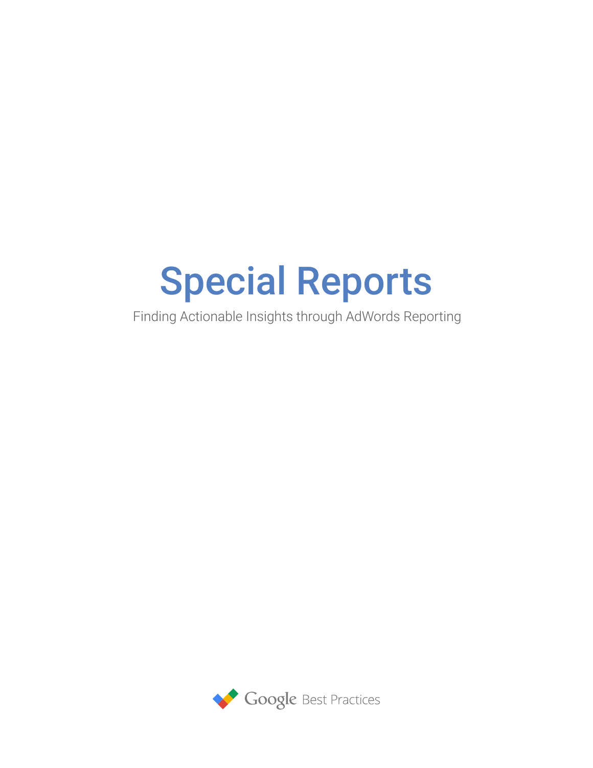# Special Reports

Finding Actionable Insights through AdWords Reporting

Google Best Practices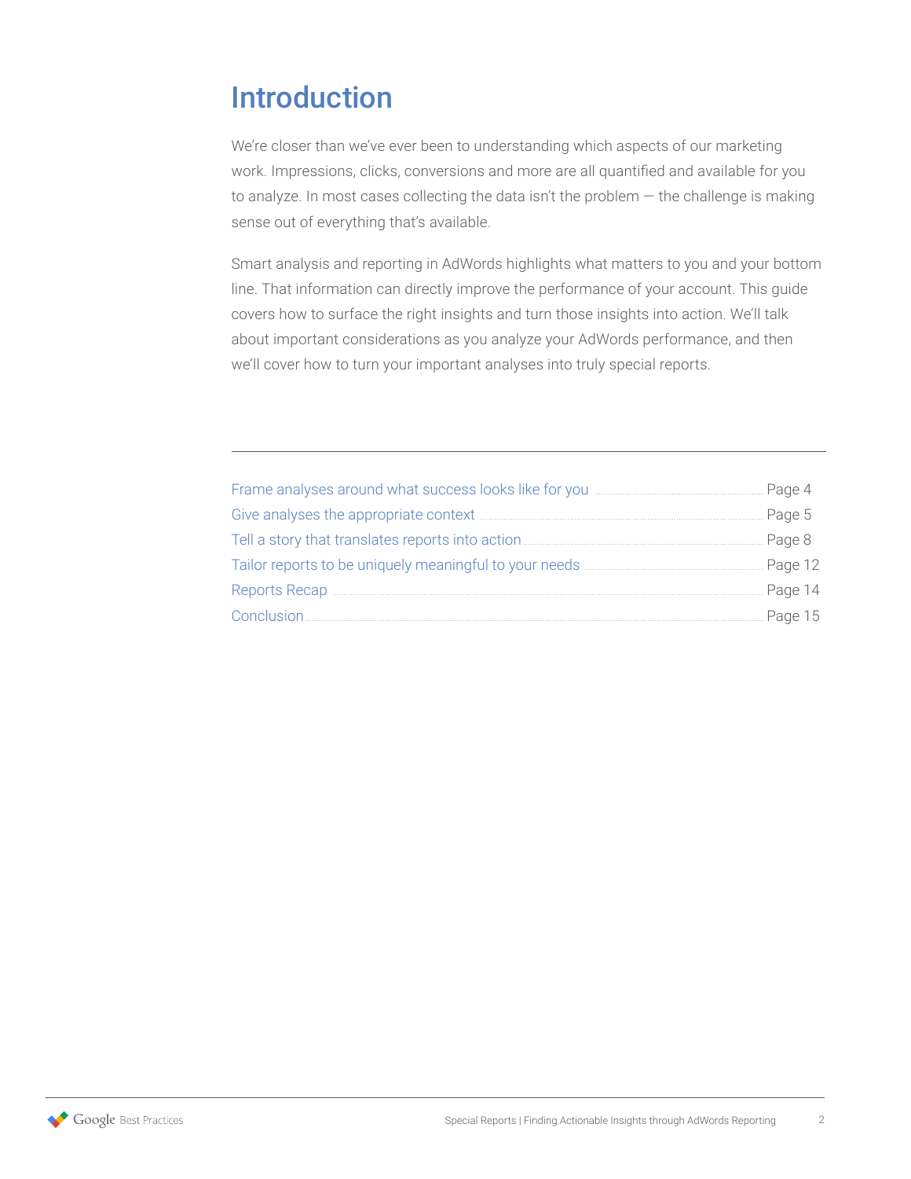# Introduction

We're closer than we've ever been to understanding which aspects of our marketing work. Impressions, clicks, conversions and more are all quantified and available for you to analyze. In most cases collecting the data isn't the problem — the challenge is making sense out of everything that's available.

Smart analysis and reporting in AdWords highlights what matters to you and your bottom line. That information can directly improve the performance of your account. This guide covers how to surface the right insights and turn those insights into action. We'll talk about important considerations as you analyze your AdWords performance, and then we'll cover how to turn your important analyses into truly special reports.

---

- Frame analyses around what success looks like for you ........ Page 4
- Give analyses the appropriate context ........ Page 5
- Tell a story that translates reports into action ........ Page 8
- Tailor reports to be uniquely meaningful to your needs ........ Page 12
- Reports Recap ........ Page 14
- Conclusion ........ Page 15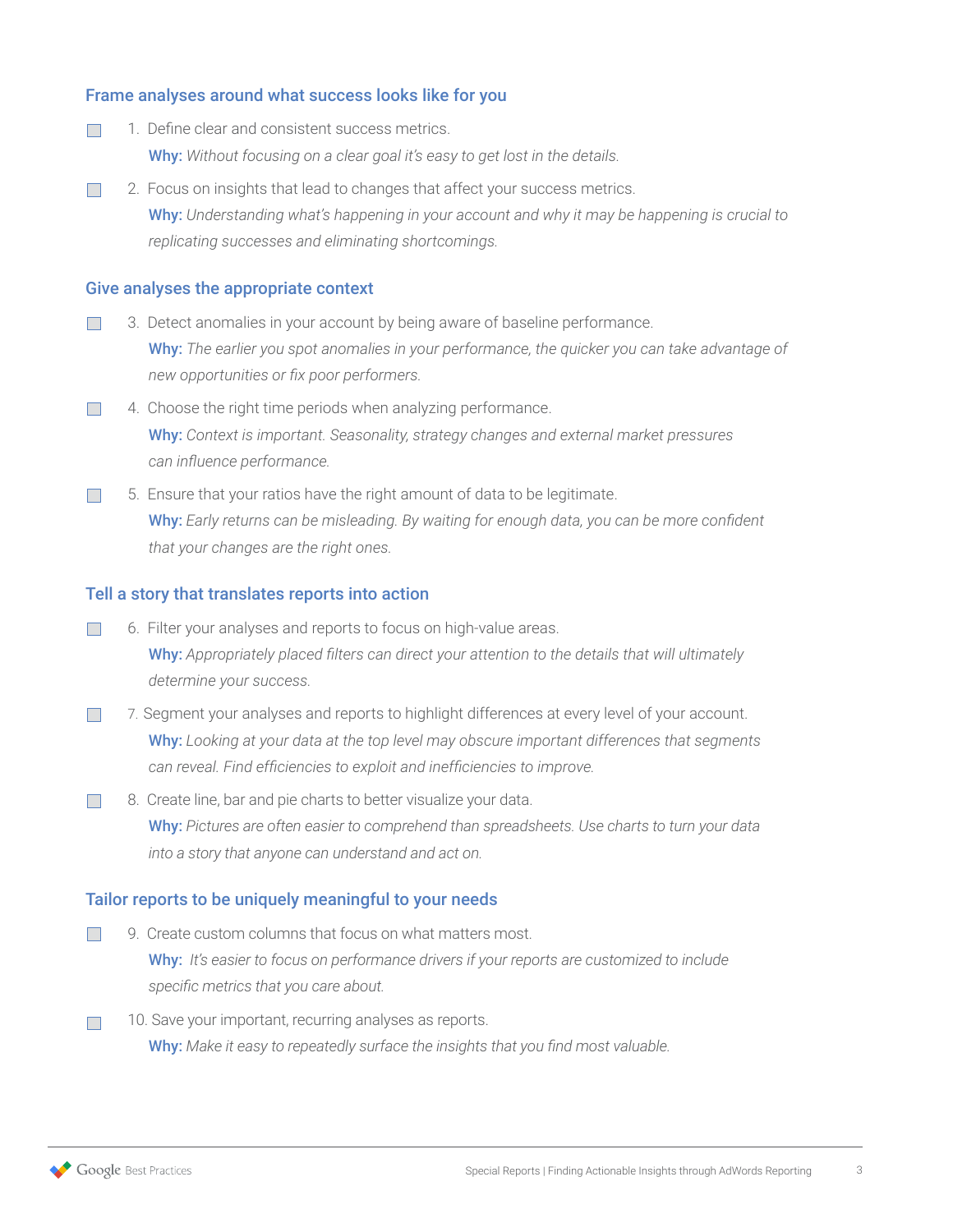## Frame analyses around what success looks like for you

- [ ] 1. Define clear and consistent success metrics.
  **Why:** *Without focusing on a clear goal it's easy to get lost in the details.*

- [ ] 2. Focus on insights that lead to changes that affect your success metrics.
  **Why:** *Understanding what's happening in your account and why it may be happening is crucial to replicating successes and eliminating shortcomings.*

## Give analyses the appropriate context

- [ ] 3. Detect anomalies in your account by being aware of baseline performance.
  **Why:** *The earlier you spot anomalies in your performance, the quicker you can take advantage of new opportunities or fix poor performers.*

- [ ] 4. Choose the right time periods when analyzing performance.
  **Why:** *Context is important. Seasonality, strategy changes and external market pressures can influence performance.*

- [ ] 5. Ensure that your ratios have the right amount of data to be legitimate.
  **Why:** *Early returns can be misleading. By waiting for enough data, you can be more confident that your changes are the right ones.*

## Tell a story that translates reports into action

- [ ] 6. Filter your analyses and reports to focus on high-value areas.
  **Why:** *Appropriately placed filters can direct your attention to the details that will ultimately determine your success.*

- [ ] 7. Segment your analyses and reports to highlight differences at every level of your account.
  **Why:** *Looking at your data at the top level may obscure important differences that segments can reveal. Find efficiencies to exploit and inefficiencies to improve.*

- [ ] 8. Create line, bar and pie charts to better visualize your data.
  **Why:** *Pictures are often easier to comprehend than spreadsheets. Use charts to turn your data into a story that anyone can understand and act on.*

## Tailor reports to be uniquely meaningful to your needs

- [ ] 9. Create custom columns that focus on what matters most.
  **Why:** *It's easier to focus on performance drivers if your reports are customized to include specific metrics that you care about.*

- [ ] 10. Save your important, recurring analyses as reports.
  **Why:** *Make it easy to repeatedly surface the insights that you find most valuable.*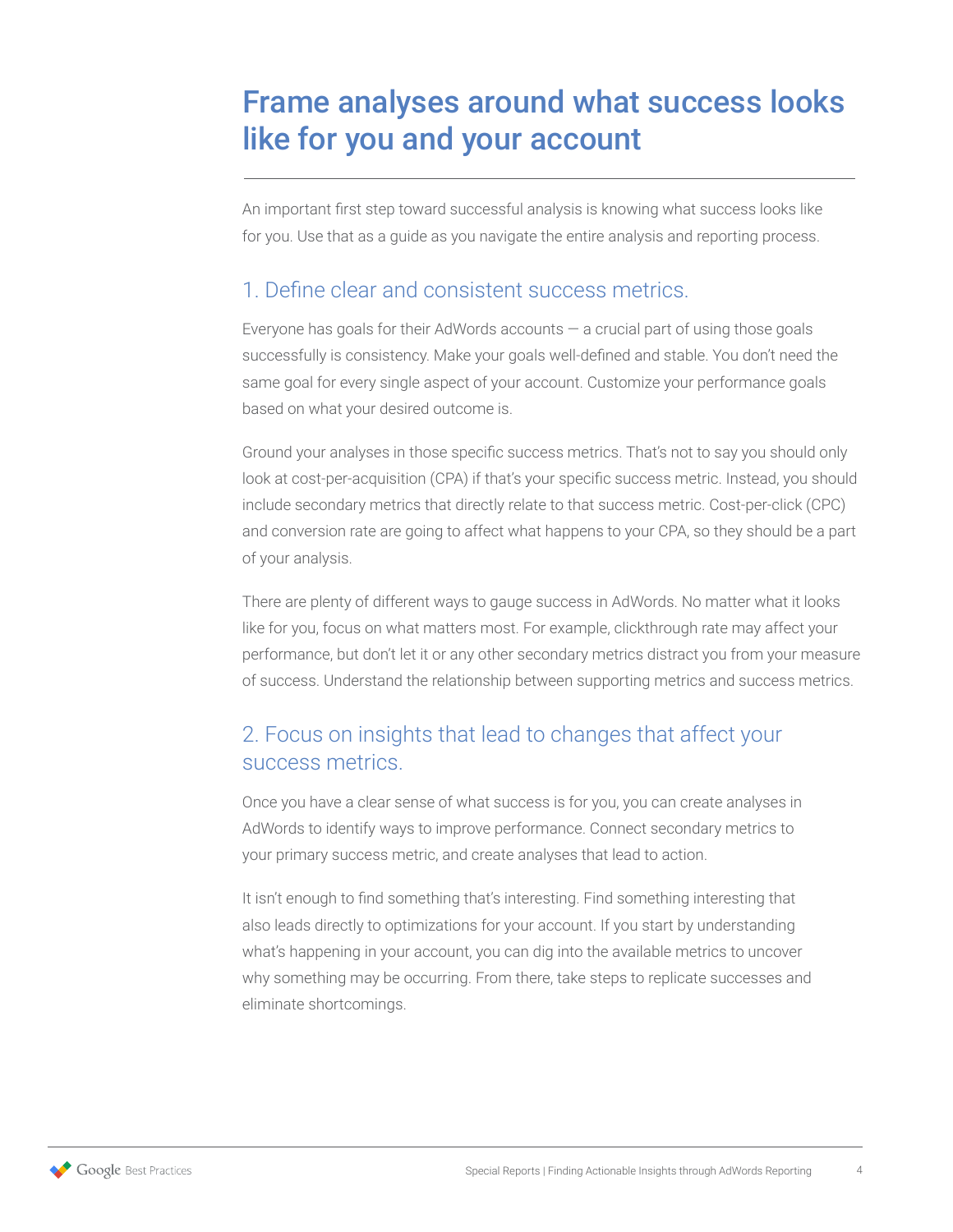# Frame analyses around what success looks like for you and your account

An important first step toward successful analysis is knowing what success looks like for you. Use that as a guide as you navigate the entire analysis and reporting process.

## 1. Define clear and consistent success metrics.

Everyone has goals for their AdWords accounts — a crucial part of using those goals successfully is consistency. Make your goals well-defined and stable. You don't need the same goal for every single aspect of your account. Customize your performance goals based on what your desired outcome is.

Ground your analyses in those specific success metrics. That's not to say you should only look at cost-per-acquisition (CPA) if that's your specific success metric. Instead, you should include secondary metrics that directly relate to that success metric. Cost-per-click (CPC) and conversion rate are going to affect what happens to your CPA, so they should be a part of your analysis.

There are plenty of different ways to gauge success in AdWords. No matter what it looks like for you, focus on what matters most. For example, clickthrough rate may affect your performance, but don't let it or any other secondary metrics distract you from your measure of success. Understand the relationship between supporting metrics and success metrics.

## 2. Focus on insights that lead to changes that affect your success metrics.

Once you have a clear sense of what success is for you, you can create analyses in AdWords to identify ways to improve performance. Connect secondary metrics to your primary success metric, and create analyses that lead to action.

It isn't enough to find something that's interesting. Find something interesting that also leads directly to optimizations for your account. If you start by understanding what's happening in your account, you can dig into the available metrics to uncover why something may be occurring. From there, take steps to replicate successes and eliminate shortcomings.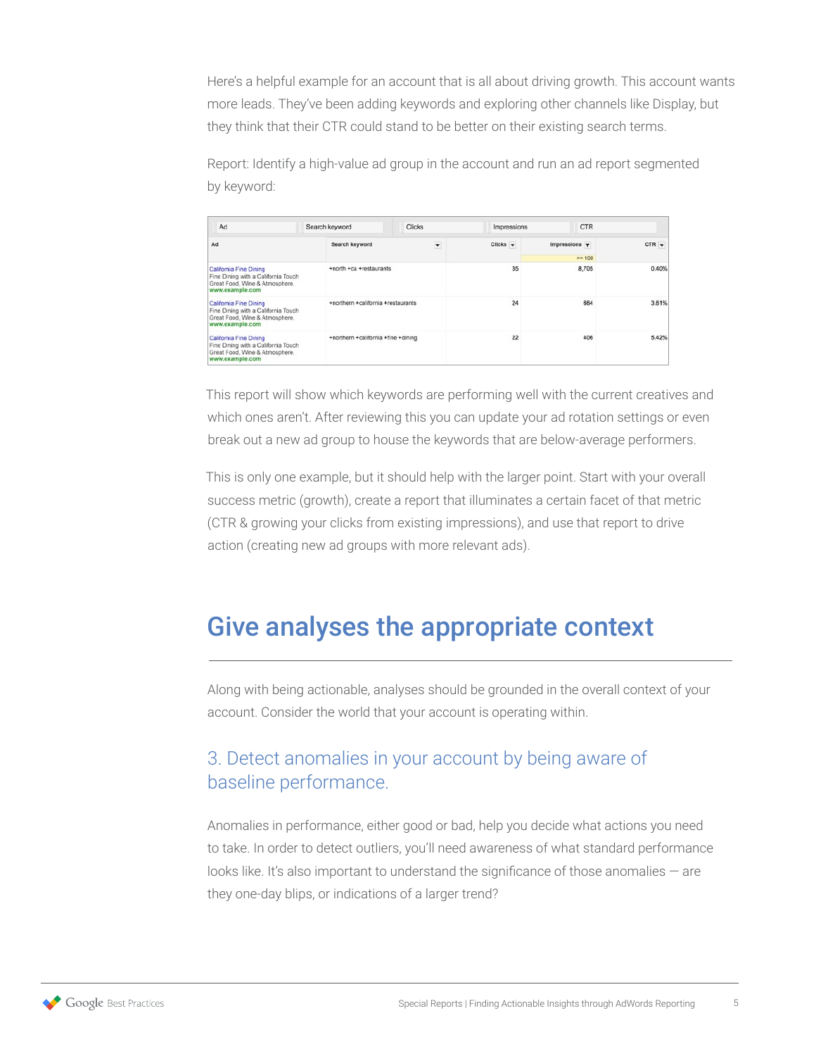Here's a helpful example for an account that is all about driving growth. This account wants more leads. They've been adding keywords and exploring other channels like Display, but they think that their CTR could stand to be better on their existing search terms.

Report: Identify a high-value ad group in the account and run an ad report segmented by keyword:

| Ad | Search keyword | Clicks | Impressions (>= 100) | CTR |
|---|---|---|---|---|
| California Fine Dining<br>Fine Dining with a California Touch<br>Great Food, Wine & Atmosphere.<br>www.example.com | +north +ca +restaurants | 35 | 8,705 | 0.40% |
| California Fine Dining<br>Fine Dining with a California Touch<br>Great Food, Wine & Atmosphere.<br>www.example.com | +northern +california +restaurants | 24 | 664 | 3.61% |
| California Fine Dining<br>Fine Dining with a California Touch<br>Great Food, Wine & Atmosphere.<br>www.example.com | +northern +california +fine +dining | 22 | 406 | 5.42% |

This report will show which keywords are performing well with the current creatives and which ones aren't. After reviewing this you can update your ad rotation settings or even break out a new ad group to house the keywords that are below-average performers.

This is only one example, but it should help with the larger point. Start with your overall success metric (growth), create a report that illuminates a certain facet of that metric (CTR & growing your clicks from existing impressions), and use that report to drive action (creating new ad groups with more relevant ads).

# Give analyses the appropriate context

Along with being actionable, analyses should be grounded in the overall context of your account. Consider the world that your account is operating within.

## 3. Detect anomalies in your account by being aware of baseline performance.

Anomalies in performance, either good or bad, help you decide what actions you need to take. In order to detect outliers, you'll need awareness of what standard performance looks like. It's also important to understand the significance of those anomalies — are they one-day blips, or indications of a larger trend?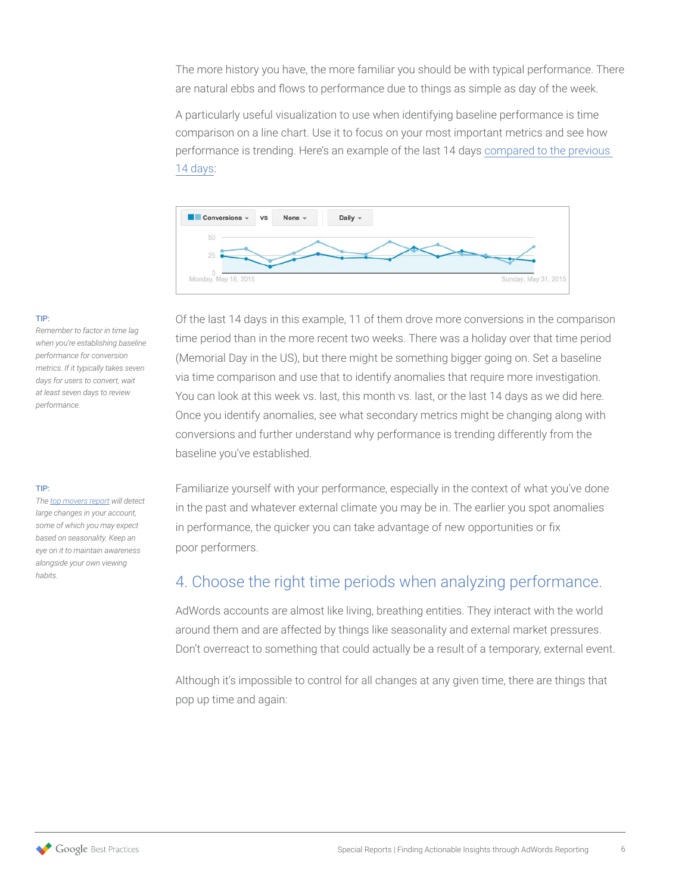The more history you have, the more familiar you should be with typical performance. There are natural ebbs and flows to performance due to things as simple as day of the week.

A particularly useful visualization to use when identifying baseline performance is time comparison on a line chart. Use it to focus on your most important metrics and see how performance is trending. Here's an example of the last 14 days compared to the previous 14 days:

**TIP:**
*Remember to factor in time lag when you're establishing baseline performance for conversion metrics. If it typically takes seven days for users to convert, wait at least seven days to review performance.*

Of the last 14 days in this example, 11 of them drove more conversions in the comparison time period than in the more recent two weeks. There was a holiday over that time period (Memorial Day in the US), but there might be something bigger going on. Set a baseline via time comparison and use that to identify anomalies that require more investigation. You can look at this week vs. last, this month vs. last, or the last 14 days as we did here. Once you identify anomalies, see what secondary metrics might be changing along with conversions and further understand why performance is trending differently from the baseline you've established.

**TIP:**
*The top movers report will detect large changes in your account, some of which you may expect based on seasonality. Keep an eye on it to maintain awareness alongside your own viewing habits.*

Familiarize yourself with your performance, especially in the context of what you've done in the past and whatever external climate you may be in. The earlier you spot anomalies in performance, the quicker you can take advantage of new opportunities or fix poor performers.

## 4. Choose the right time periods when analyzing performance.

AdWords accounts are almost like living, breathing entities. They interact with the world around them and are affected by things like seasonality and external market pressures. Don't overreact to something that could actually be a result of a temporary, external event.

Although it's impossible to control for all changes at any given time, there are things that pop up time and again: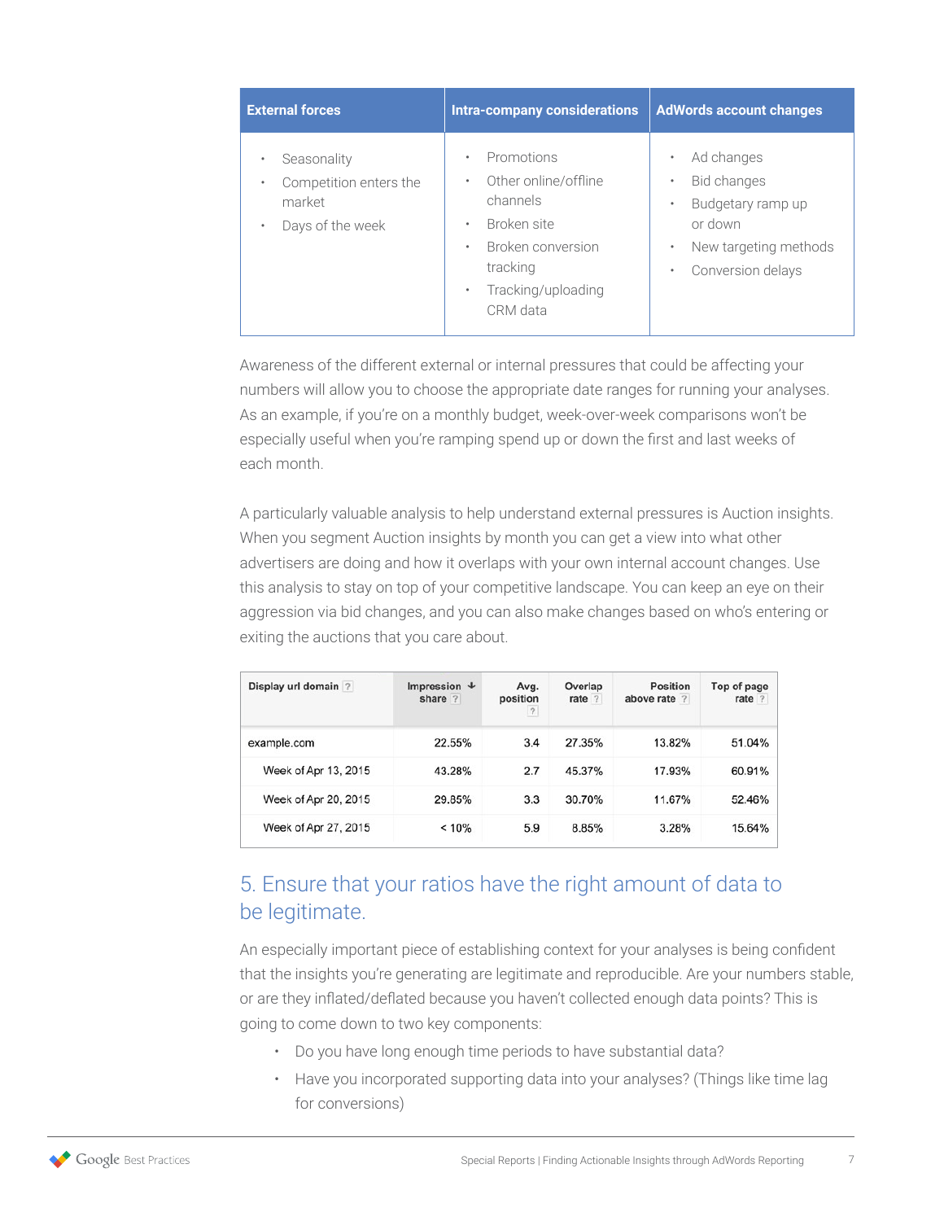| External forces | Intra-company considerations | AdWords account changes |
| --- | --- | --- |
| • Seasonality<br>• Competition enters the market<br>• Days of the week | • Promotions<br>• Other online/offline channels<br>• Broken site<br>• Broken conversion tracking<br>• Tracking/uploading CRM data | • Ad changes<br>• Bid changes<br>• Budgetary ramp up or down<br>• New targeting methods<br>• Conversion delays |

Awareness of the different external or internal pressures that could be affecting your numbers will allow you to choose the appropriate date ranges for running your analyses. As an example, if you're on a monthly budget, week-over-week comparisons won't be especially useful when you're ramping spend up or down the first and last weeks of each month.

A particularly valuable analysis to help understand external pressures is Auction insights. When you segment Auction insights by month you can get a view into what other advertisers are doing and how it overlaps with your own internal account changes. Use this analysis to stay on top of your competitive landscape. You can keep an eye on their aggression via bid changes, and you can also make changes based on who's entering or exiting the auctions that you care about.

| Display url domain | Impression share | Avg. position | Overlap rate | Position above rate | Top of page rate |
| --- | --- | --- | --- | --- | --- |
| example.com | 22.55% | 3.4 | 27.35% | 13.82% | 51.04% |
| Week of Apr 13, 2015 | 43.28% | 2.7 | 45.37% | 17.93% | 60.91% |
| Week of Apr 20, 2015 | 29.85% | 3.3 | 30.70% | 11.67% | 52.46% |
| Week of Apr 27, 2015 | < 10% | 5.9 | 8.85% | 3.28% | 15.64% |

## 5. Ensure that your ratios have the right amount of data to be legitimate.

An especially important piece of establishing context for your analyses is being confident that the insights you're generating are legitimate and reproducible. Are your numbers stable, or are they inflated/deflated because you haven't collected enough data points? This is going to come down to two key components:

- Do you have long enough time periods to have substantial data?
- Have you incorporated supporting data into your analyses? (Things like time lag for conversions)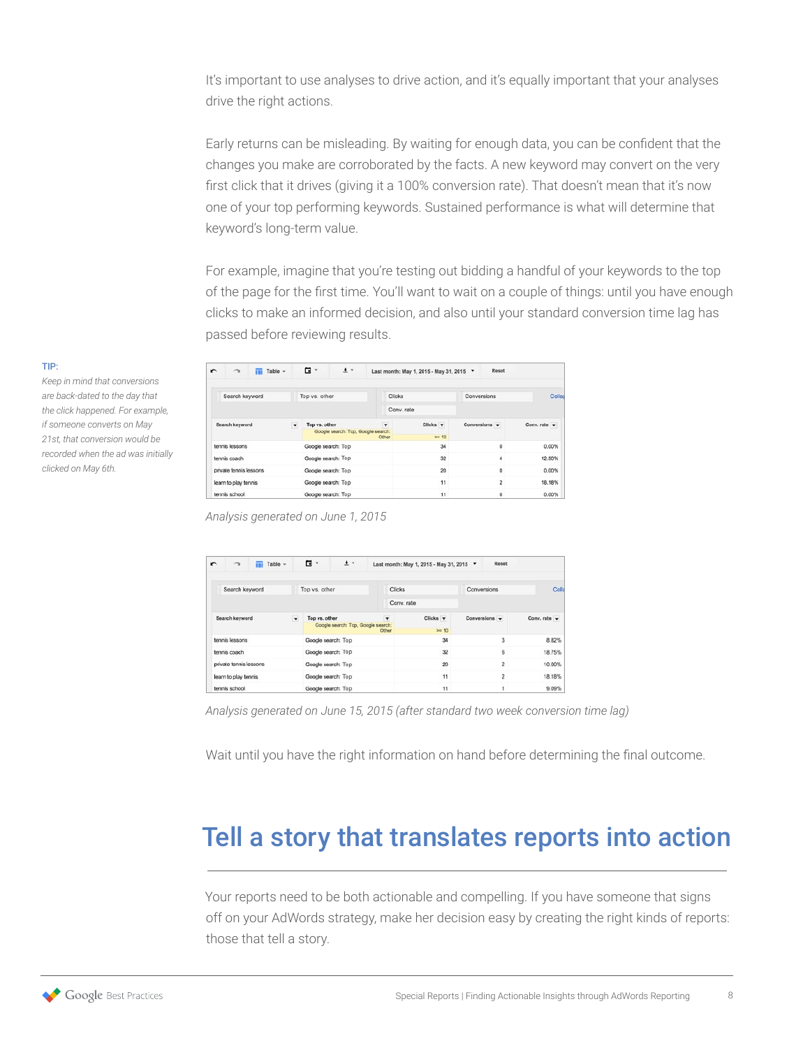It's important to use analyses to drive action, and it's equally important that your analyses drive the right actions.

Early returns can be misleading. By waiting for enough data, you can be confident that the changes you make are corroborated by the facts. A new keyword may convert on the very first click that it drives (giving it a 100% conversion rate). That doesn't mean that it's now one of your top performing keywords. Sustained performance is what will determine that keyword's long-term value.

For example, imagine that you're testing out bidding a handful of your keywords to the top of the page for the first time. You'll want to wait on a couple of things: until you have enough clicks to make an informed decision, and also until your standard conversion time lag has passed before reviewing results.

**TIP:**

*Keep in mind that conversions are back-dated to the day that the click happened. For example, if someone converts on May 21st, that conversion would be recorded when the ad was initially clicked on May 6th.*

Last month: May 1, 2015 - May 31, 2015

| Search keyword | Top vs. other (Google search: Top, Google search: Other) | Clicks (>= 10) | Conversions | Conv. rate |
|---|---|---|---|---|
| tennis lessons | Google search: Top | 34 | 0 | 0.00% |
| tennis coach | Google search: Top | 32 | 4 | 12.50% |
| private tennis lessons | Google search: Top | 20 | 0 | 0.00% |
| learn to play tennis | Google search: Top | 11 | 2 | 18.18% |
| tennis school | Google search: Top | 11 | 0 | 0.00% |

*Analysis generated on June 1, 2015*

Last month: May 1, 2015 - May 31, 2015

| Search keyword | Top vs. other (Google search: Top, Google search: Other) | Clicks (>= 10) | Conversions | Conv. rate |
|---|---|---|---|---|
| tennis lessons | Google search: Top | 34 | 3 | 8.82% |
| tennis coach | Google search: Top | 32 | 6 | 18.75% |
| private tennis lessons | Google search: Top | 20 | 2 | 10.00% |
| learn to play tennis | Google search: Top | 11 | 2 | 18.18% |
| tennis school | Google search: Top | 11 | 1 | 9.09% |

*Analysis generated on June 15, 2015 (after standard two week conversion time lag)*

Wait until you have the right information on hand before determining the final outcome.

## Tell a story that translates reports into action

Your reports need to be both actionable and compelling. If you have someone that signs off on your AdWords strategy, make her decision easy by creating the right kinds of reports: those that tell a story.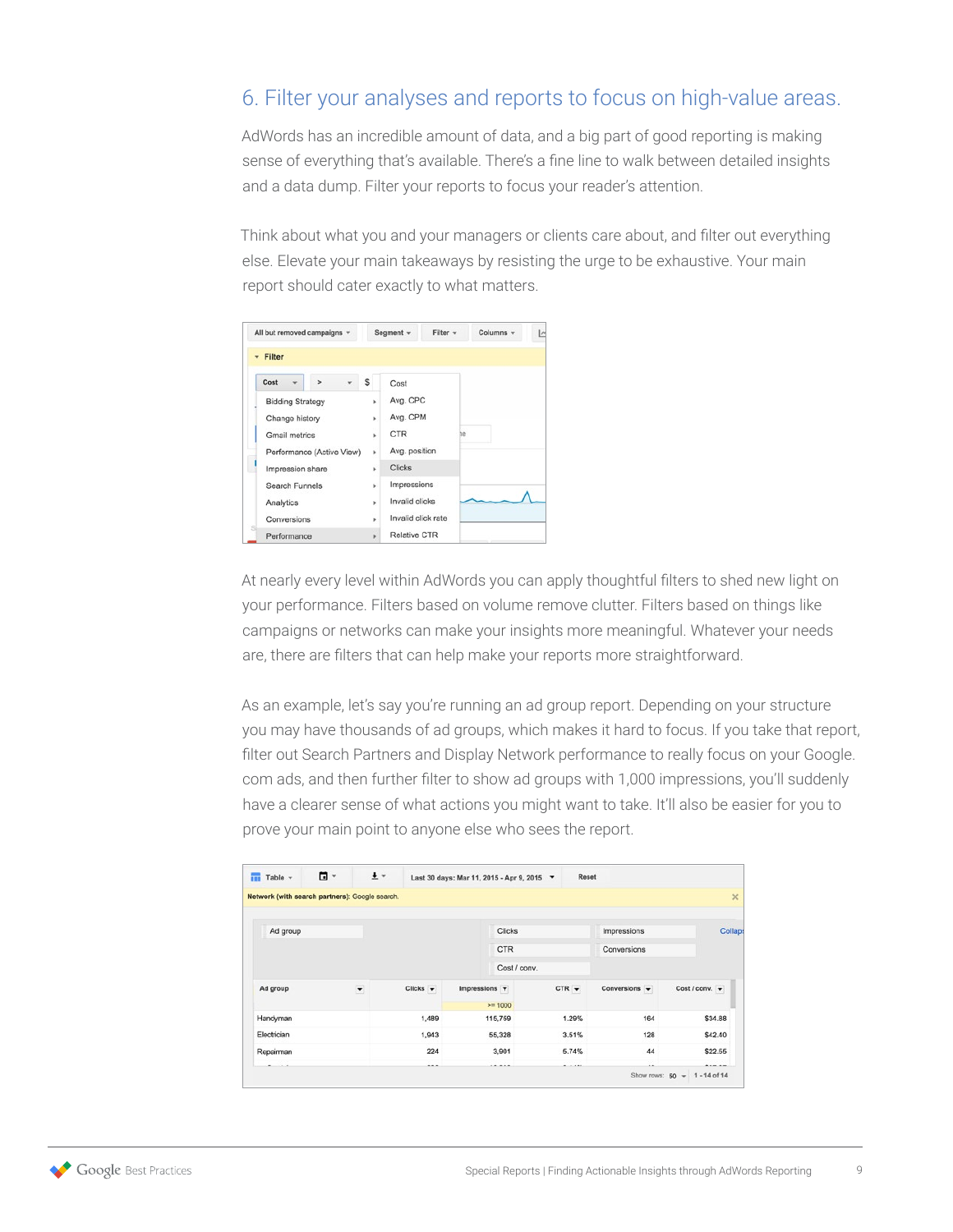## 6. Filter your analyses and reports to focus on high-value areas.

AdWords has an incredible amount of data, and a big part of good reporting is making sense of everything that's available. There's a fine line to walk between detailed insights and a data dump. Filter your reports to focus your reader's attention.

Think about what you and your managers or clients care about, and filter out everything else. Elevate your main takeaways by resisting the urge to be exhaustive. Your main report should cater exactly to what matters.

At nearly every level within AdWords you can apply thoughtful filters to shed new light on your performance. Filters based on volume remove clutter. Filters based on things like campaigns or networks can make your insights more meaningful. Whatever your needs are, there are filters that can help make your reports more straightforward.

As an example, let's say you're running an ad group report. Depending on your structure you may have thousands of ad groups, which makes it hard to focus. If you take that report, filter out Search Partners and Display Network performance to really focus on your Google.com ads, and then further filter to show ad groups with 1,000 impressions, you'll suddenly have a clearer sense of what actions you might want to take. It'll also be easier for you to prove your main point to anyone else who sees the report.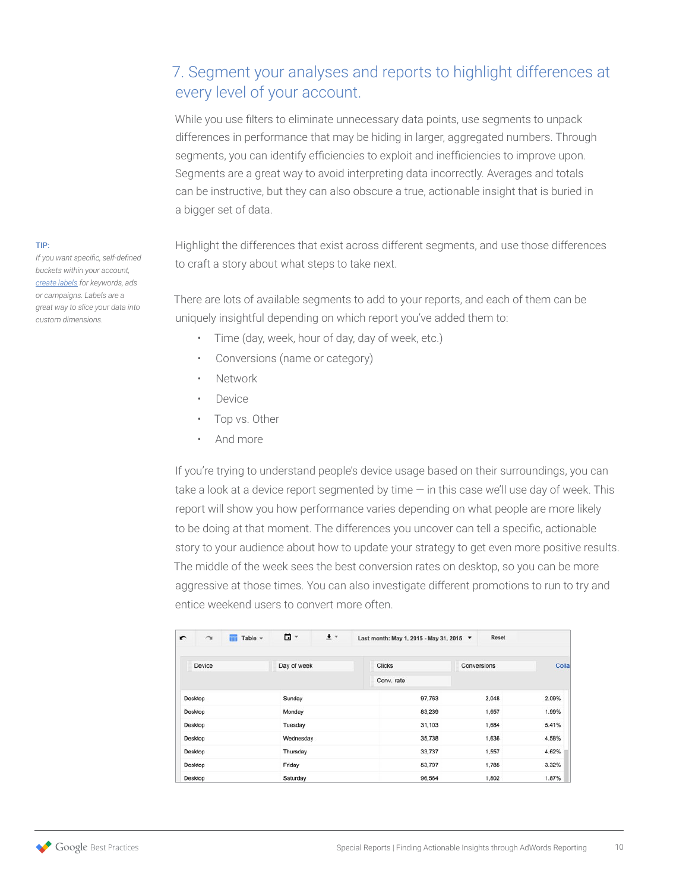## 7. Segment your analyses and reports to highlight differences at every level of your account.

While you use filters to eliminate unnecessary data points, use segments to unpack differences in performance that may be hiding in larger, aggregated numbers. Through segments, you can identify efficiencies to exploit and inefficiencies to improve upon. Segments are a great way to avoid interpreting data incorrectly. Averages and totals can be instructive, but they can also obscure a true, actionable insight that is buried in a bigger set of data.

**TIP:**

*If you want specific, self-defined buckets within your account, [create labels]() for keywords, ads or campaigns. Labels are a great way to slice your data into custom dimensions.*

Highlight the differences that exist across different segments, and use those differences to craft a story about what steps to take next.

There are lots of available segments to add to your reports, and each of them can be uniquely insightful depending on which report you've added them to:

- Time (day, week, hour of day, day of week, etc.)
- Conversions (name or category)
- Network
- Device
- Top vs. Other
- And more

If you're trying to understand people's device usage based on their surroundings, you can take a look at a device report segmented by time — in this case we'll use day of week. This report will show you how performance varies depending on what people are more likely to be doing at that moment. The differences you uncover can tell a specific, actionable story to your audience about how to update your strategy to get even more positive results. The middle of the week sees the best conversion rates on desktop, so you can be more aggressive at those times. You can also investigate different promotions to run to try and entice weekend users to convert more often.

Last month: May 1, 2015 - May 31, 2015

| Device | Day of week | Clicks | Conversions | Conv. rate |
|---|---|---|---|---|
| Desktop | Sunday | 97,763 | 2,048 | 2.09% |
| Desktop | Monday | 83,239 | 1,657 | 1.99% |
| Desktop | Tuesday | 31,103 | 1,684 | 5.41% |
| Desktop | Wednesday | 35,738 | 1,636 | 4.58% |
| Desktop | Thursday | 33,737 | 1,557 | 4.62% |
| Desktop | Friday | 53,797 | 1,785 | 3.32% |
| Desktop | Saturday | 96,564 | 1,802 | 1.87% |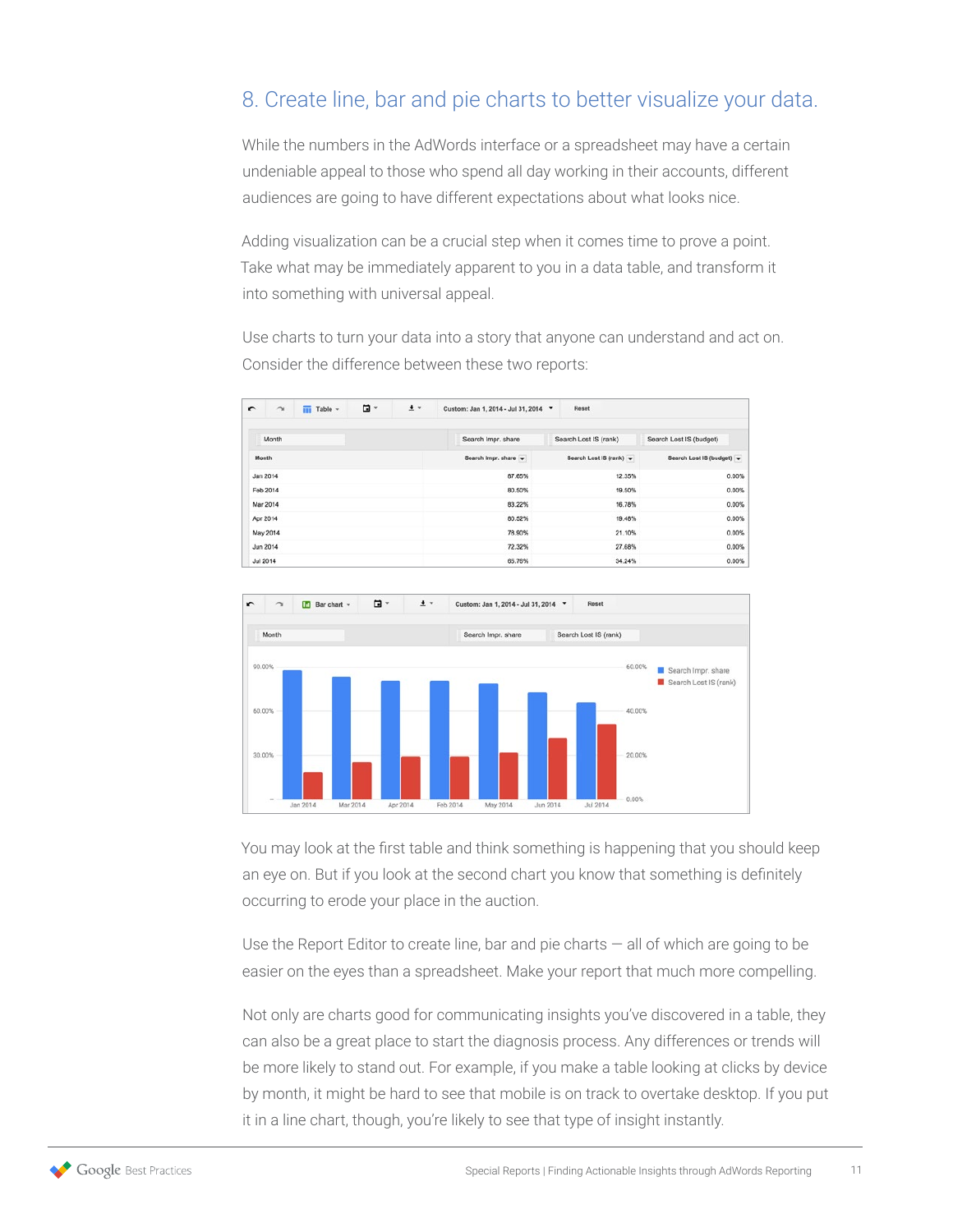## 8. Create line, bar and pie charts to better visualize your data.

While the numbers in the AdWords interface or a spreadsheet may have a certain undeniable appeal to those who spend all day working in their accounts, different audiences are going to have different expectations about what looks nice.

Adding visualization can be a crucial step when it comes time to prove a point. Take what may be immediately apparent to you in a data table, and transform it into something with universal appeal.

Use charts to turn your data into a story that anyone can understand and act on. Consider the difference between these two reports:

| Month | Search Impr. share | Search Lost IS (rank) | Search Lost IS (budget) |
|---|---|---|---|
| Jan 2014 | 87.65% | 12.35% | 0.00% |
| Feb 2014 | 80.50% | 19.50% | 0.00% |
| Mar 2014 | 83.22% | 16.78% | 0.00% |
| Apr 2014 | 80.52% | 19.48% | 0.00% |
| May 2014 | 78.90% | 21.10% | 0.00% |
| Jun 2014 | 72.32% | 27.68% | 0.00% |
| Jul 2014 | 65.76% | 34.24% | 0.00% |

You may look at the first table and think something is happening that you should keep an eye on. But if you look at the second chart you know that something is definitely occurring to erode your place in the auction.

Use the Report Editor to create line, bar and pie charts — all of which are going to be easier on the eyes than a spreadsheet. Make your report that much more compelling.

Not only are charts good for communicating insights you've discovered in a table, they can also be a great place to start the diagnosis process. Any differences or trends will be more likely to stand out. For example, if you make a table looking at clicks by device by month, it might be hard to see that mobile is on track to overtake desktop. If you put it in a line chart, though, you're likely to see that type of insight instantly.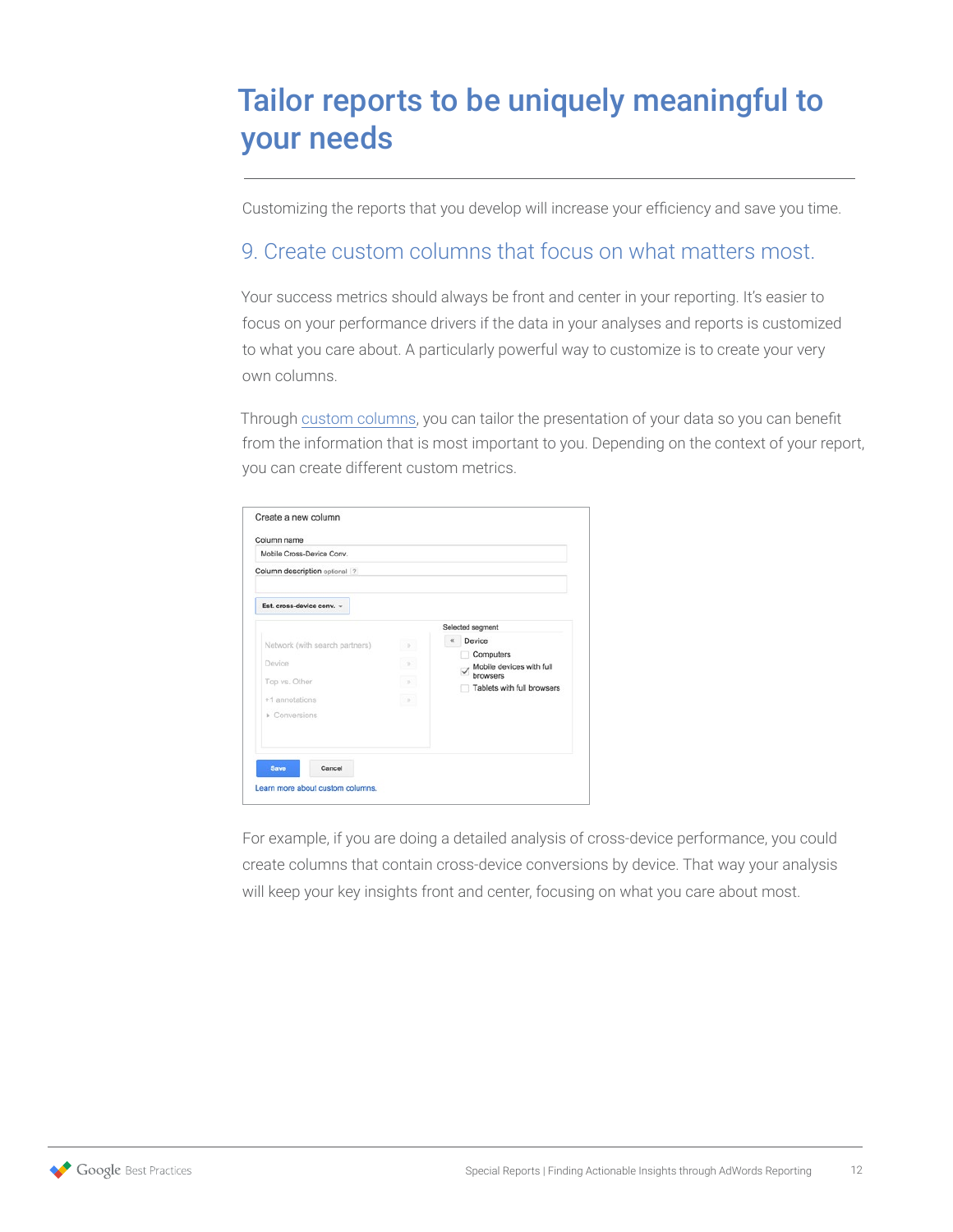# Tailor reports to be uniquely meaningful to your needs

Customizing the reports that you develop will increase your efficiency and save you time.

## 9. Create custom columns that focus on what matters most.

Your success metrics should always be front and center in your reporting. It's easier to focus on your performance drivers if the data in your analyses and reports is customized to what you care about. A particularly powerful way to customize is to create your very own columns.

Through custom columns, you can tailor the presentation of your data so you can benefit from the information that is most important to you. Depending on the context of your report, you can create different custom metrics.

For example, if you are doing a detailed analysis of cross-device performance, you could create columns that contain cross-device conversions by device. That way your analysis will keep your key insights front and center, focusing on what you care about most.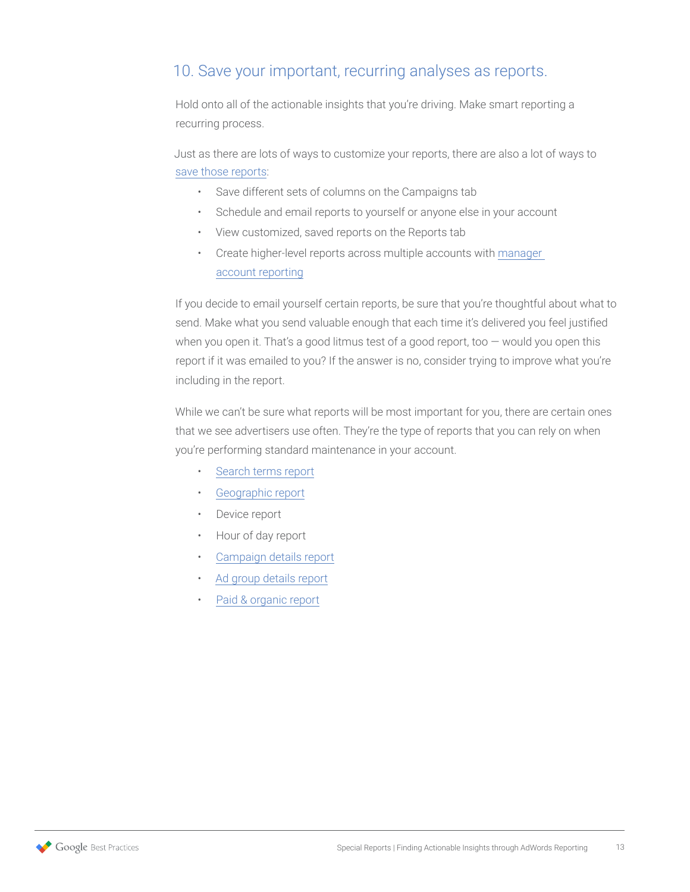## 10. Save your important, recurring analyses as reports.

Hold onto all of the actionable insights that you're driving. Make smart reporting a recurring process.

Just as there are lots of ways to customize your reports, there are also a lot of ways to save those reports:

- Save different sets of columns on the Campaigns tab
- Schedule and email reports to yourself or anyone else in your account
- View customized, saved reports on the Reports tab
- Create higher-level reports across multiple accounts with manager account reporting

If you decide to email yourself certain reports, be sure that you're thoughtful about what to send. Make what you send valuable enough that each time it's delivered you feel justified when you open it. That's a good litmus test of a good report, too — would you open this report if it was emailed to you? If the answer is no, consider trying to improve what you're including in the report.

While we can't be sure what reports will be most important for you, there are certain ones that we see advertisers use often. They're the type of reports that you can rely on when you're performing standard maintenance in your account.

- Search terms report
- Geographic report
- Device report
- Hour of day report
- Campaign details report
- Ad group details report
- Paid & organic report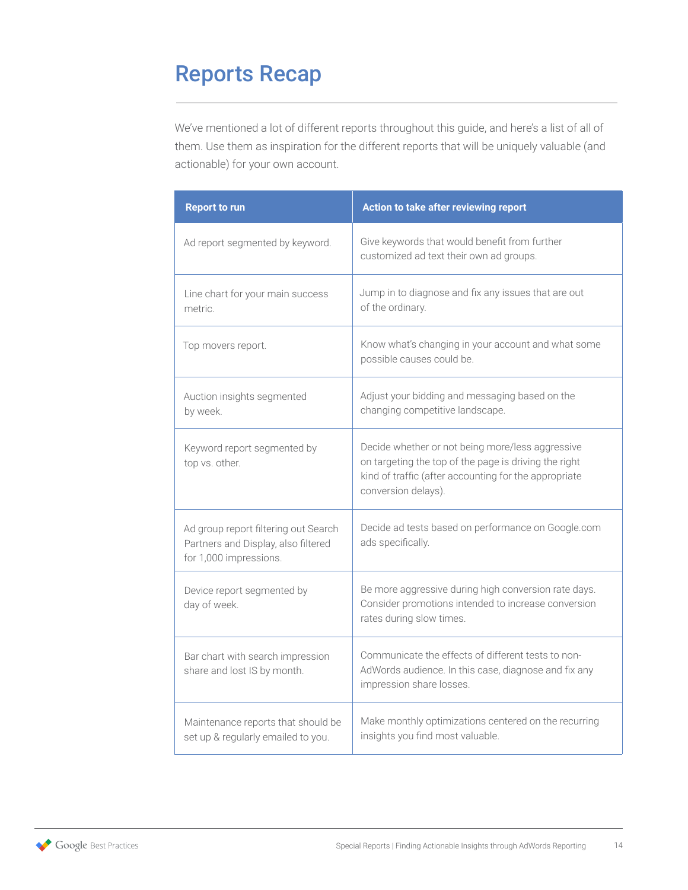# Reports Recap

We've mentioned a lot of different reports throughout this guide, and here's a list of all of them. Use them as inspiration for the different reports that will be uniquely valuable (and actionable) for your own account.

| Report to run | Action to take after reviewing report |
| --- | --- |
| Ad report segmented by keyword. | Give keywords that would benefit from further customized ad text their own ad groups. |
| Line chart for your main success metric. | Jump in to diagnose and fix any issues that are out of the ordinary. |
| Top movers report. | Know what's changing in your account and what some possible causes could be. |
| Auction insights segmented by week. | Adjust your bidding and messaging based on the changing competitive landscape. |
| Keyword report segmented by top vs. other. | Decide whether or not being more/less aggressive on targeting the top of the page is driving the right kind of traffic (after accounting for the appropriate conversion delays). |
| Ad group report filtering out Search Partners and Display, also filtered for 1,000 impressions. | Decide ad tests based on performance on Google.com ads specifically. |
| Device report segmented by day of week. | Be more aggressive during high conversion rate days. Consider promotions intended to increase conversion rates during slow times. |
| Bar chart with search impression share and lost IS by month. | Communicate the effects of different tests to non-AdWords audience. In this case, diagnose and fix any impression share losses. |
| Maintenance reports that should be set up & regularly emailed to you. | Make monthly optimizations centered on the recurring insights you find most valuable. |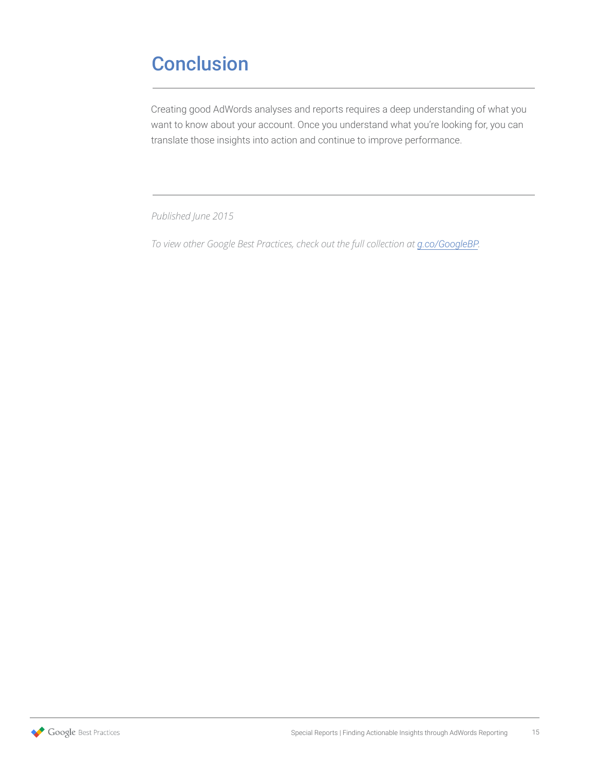# Conclusion

Creating good AdWords analyses and reports requires a deep understanding of what you want to know about your account. Once you understand what you're looking for, you can translate those insights into action and continue to improve performance.

*Published June 2015*

*To view other Google Best Practices, check out the full collection at [g.co/GoogleBP](g.co/GoogleBP).*